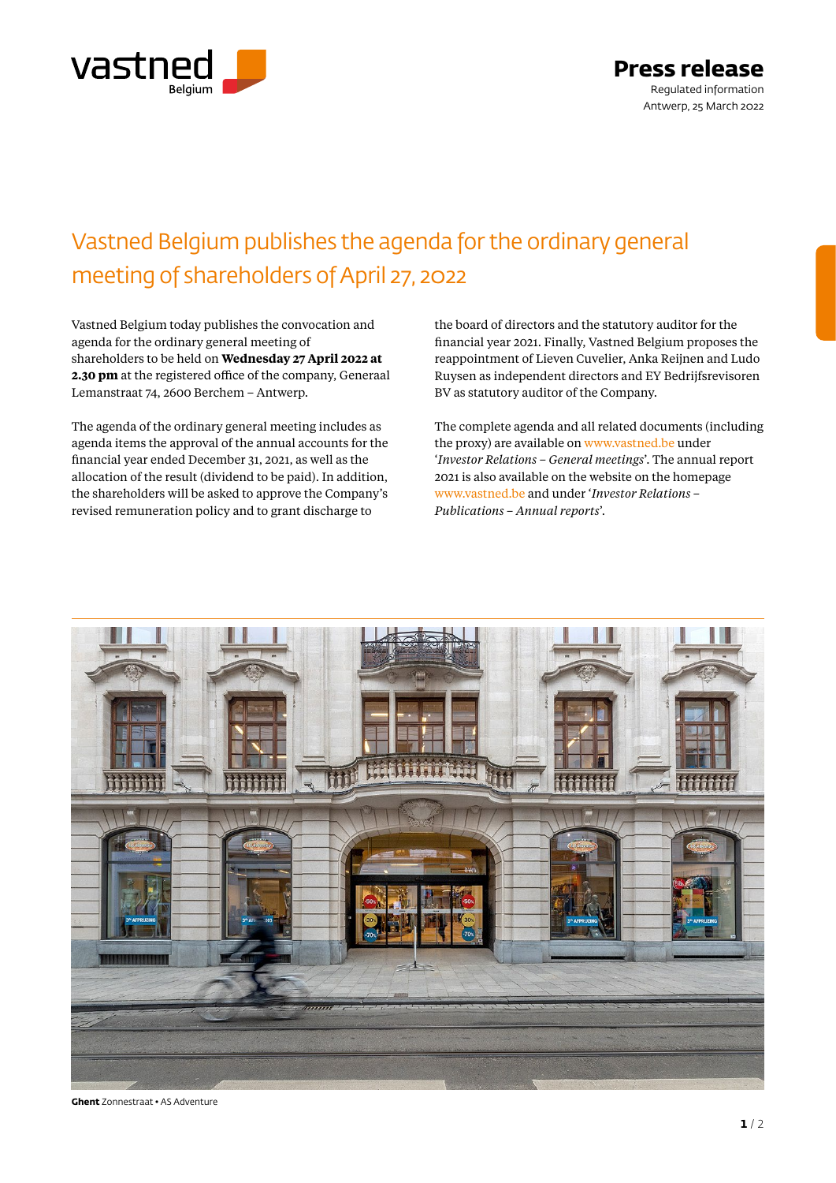# Press release

Regulated information
Antwerp, 25 March 2022

## Vastned Belgium publishes the agenda for the ordinary general meeting of shareholders of April 27, 2022

Vastned Belgium today publishes the convocation and agenda for the ordinary general meeting of shareholders to be held on **Wednesday 27 April 2022 at 2.30 pm** at the registered office of the company, Generaal Lemanstraat 74, 2600 Berchem – Antwerp.

The agenda of the ordinary general meeting includes as agenda items the approval of the annual accounts for the financial year ended December 31, 2021, as well as the allocation of the result (dividend to be paid). In addition, the shareholders will be asked to approve the Company's revised remuneration policy and to grant discharge to the board of directors and the statutory auditor for the financial year 2021. Finally, Vastned Belgium proposes the reappointment of Lieven Cuvelier, Anka Reijnen and Ludo Ruysen as independent directors and EY Bedrijfsrevisoren BV as statutory auditor of the Company.

The complete agenda and all related documents (including the proxy) are available on www.vastned.be under '*Investor Relations – General meetings*'. The annual report 2021 is also available on the website on the homepage www.vastned.be and under '*Investor Relations – Publications – Annual reports*'.

**Ghent** Zonnestraat • AS Adventure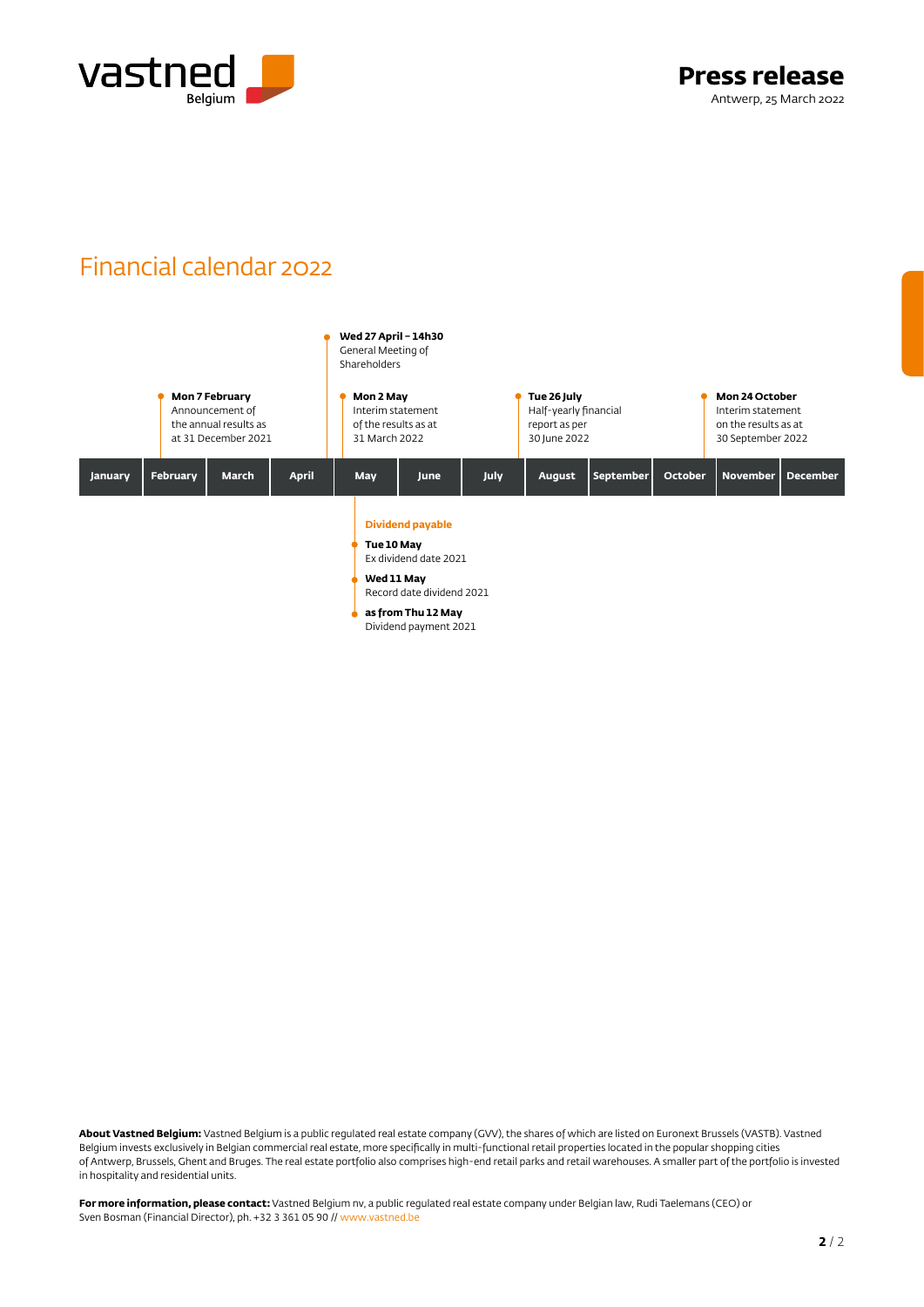## Financial calendar 2022

**Mon 7 February**
Announcement of the annual results as at 31 December 2021

**Wed 27 April – 14h30**
General Meeting of Shareholders

**Mon 2 May**
Interim statement of the results as at 31 March 2022

**Tue 26 July**
Half-yearly financial report as per 30 June 2022

**Mon 24 October**
Interim statement on the results as at 30 September 2022

January February March April May June July August September October November December

**Dividend payable**

**Tue 10 May**
Ex dividend date 2021

**Wed 11 May**
Record date dividend 2021

**as from Thu 12 May**
Dividend payment 2021

**About Vastned Belgium:** Vastned Belgium is a public regulated real estate company (GVV), the shares of which are listed on Euronext Brussels (VASTB). Vastned Belgium invests exclusively in Belgian commercial real estate, more specifically in multi-functional retail properties located in the popular shopping cities of Antwerp, Brussels, Ghent and Bruges. The real estate portfolio also comprises high-end retail parks and retail warehouses. A smaller part of the portfolio is invested in hospitality and residential units.

**For more information, please contact:** Vastned Belgium nv, a public regulated real estate company under Belgian law, Rudi Taelemans (CEO) or Sven Bosman (Financial Director), ph. +32 3 361 05 90 // www.vastned.be